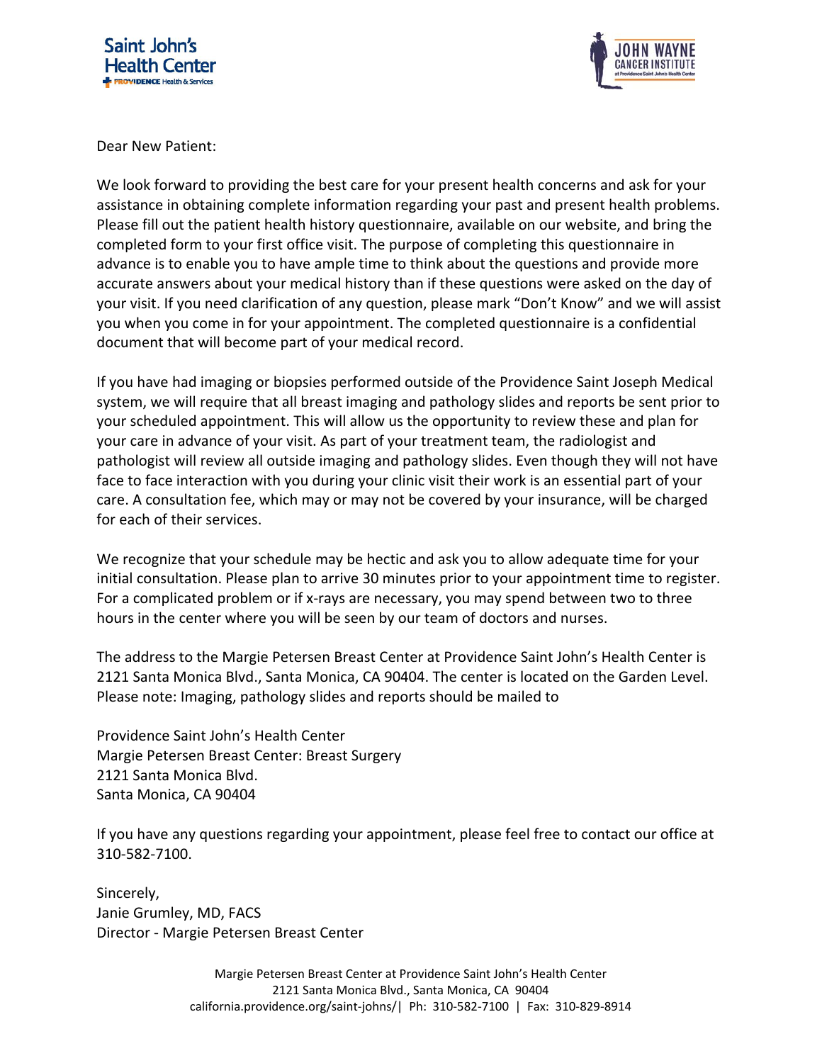Saint John's Health Center
PROVIDENCE Health & Services

JOHN WAYNE CANCER INSTITUTE
at Providence Saint John's Health Center

Dear New Patient:

We look forward to providing the best care for your present health concerns and ask for your assistance in obtaining complete information regarding your past and present health problems. Please fill out the patient health history questionnaire, available on our website, and bring the completed form to your first office visit. The purpose of completing this questionnaire in advance is to enable you to have ample time to think about the questions and provide more accurate answers about your medical history than if these questions were asked on the day of your visit. If you need clarification of any question, please mark "Don't Know" and we will assist you when you come in for your appointment. The completed questionnaire is a confidential document that will become part of your medical record.

If you have had imaging or biopsies performed outside of the Providence Saint Joseph Medical system, we will require that all breast imaging and pathology slides and reports be sent prior to your scheduled appointment. This will allow us the opportunity to review these and plan for your care in advance of your visit. As part of your treatment team, the radiologist and pathologist will review all outside imaging and pathology slides. Even though they will not have face to face interaction with you during your clinic visit their work is an essential part of your care. A consultation fee, which may or may not be covered by your insurance, will be charged for each of their services.

We recognize that your schedule may be hectic and ask you to allow adequate time for your initial consultation. Please plan to arrive 30 minutes prior to your appointment time to register. For a complicated problem or if x-rays are necessary, you may spend between two to three hours in the center where you will be seen by our team of doctors and nurses.

The address to the Margie Petersen Breast Center at Providence Saint John's Health Center is 2121 Santa Monica Blvd., Santa Monica, CA 90404. The center is located on the Garden Level. Please note: Imaging, pathology slides and reports should be mailed to

Providence Saint John's Health Center
Margie Petersen Breast Center: Breast Surgery
2121 Santa Monica Blvd.
Santa Monica, CA 90404

If you have any questions regarding your appointment, please feel free to contact our office at 310-582-7100.

Sincerely,
Janie Grumley, MD, FACS
Director - Margie Petersen Breast Center

Margie Petersen Breast Center at Providence Saint John's Health Center
2121 Santa Monica Blvd., Santa Monica, CA 90404
california.providence.org/saint-johns/| Ph: 310-582-7100 | Fax: 310-829-8914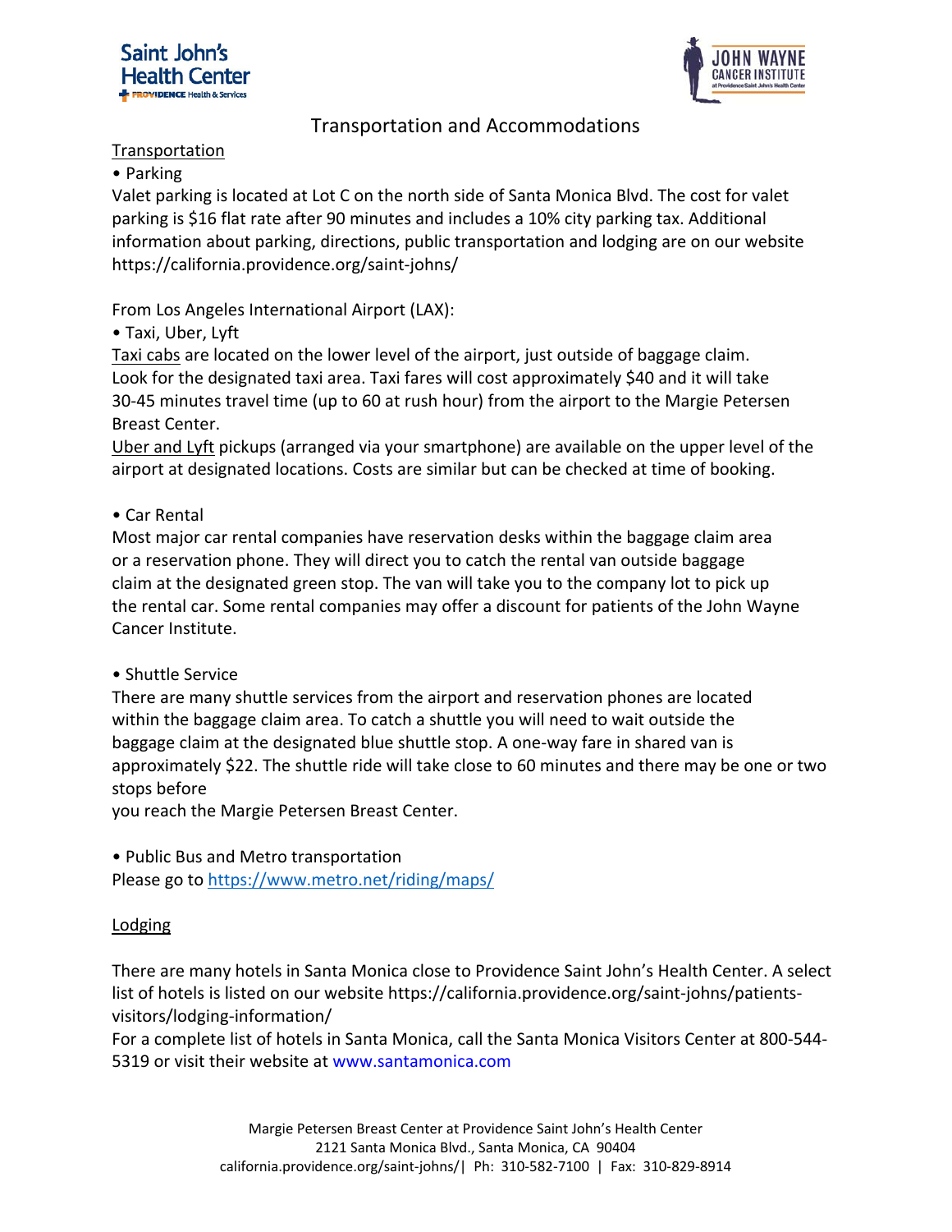# Transportation and Accommodations

## Transportation

• Parking

Valet parking is located at Lot C on the north side of Santa Monica Blvd. The cost for valet parking is $16 flat rate after 90 minutes and includes a 10% city parking tax. Additional information about parking, directions, public transportation and lodging are on our website https://california.providence.org/saint-johns/

From Los Angeles International Airport (LAX):

• Taxi, Uber, Lyft

Taxi cabs are located on the lower level of the airport, just outside of baggage claim. Look for the designated taxi area. Taxi fares will cost approximately $40 and it will take 30-45 minutes travel time (up to 60 at rush hour) from the airport to the Margie Petersen Breast Center.

Uber and Lyft pickups (arranged via your smartphone) are available on the upper level of the airport at designated locations. Costs are similar but can be checked at time of booking.

• Car Rental

Most major car rental companies have reservation desks within the baggage claim area or a reservation phone. They will direct you to catch the rental van outside baggage claim at the designated green stop. The van will take you to the company lot to pick up the rental car. Some rental companies may offer a discount for patients of the John Wayne Cancer Institute.

• Shuttle Service

There are many shuttle services from the airport and reservation phones are located within the baggage claim area. To catch a shuttle you will need to wait outside the baggage claim at the designated blue shuttle stop. A one-way fare in shared van is approximately $22. The shuttle ride will take close to 60 minutes and there may be one or two stops before
you reach the Margie Petersen Breast Center.

• Public Bus and Metro transportation

Please go to https://www.metro.net/riding/maps/

## Lodging

There are many hotels in Santa Monica close to Providence Saint John's Health Center. A select list of hotels is listed on our website https://california.providence.org/saint-johns/patients-visitors/lodging-information/

For a complete list of hotels in Santa Monica, call the Santa Monica Visitors Center at 800-544-5319 or visit their website at www.santamonica.com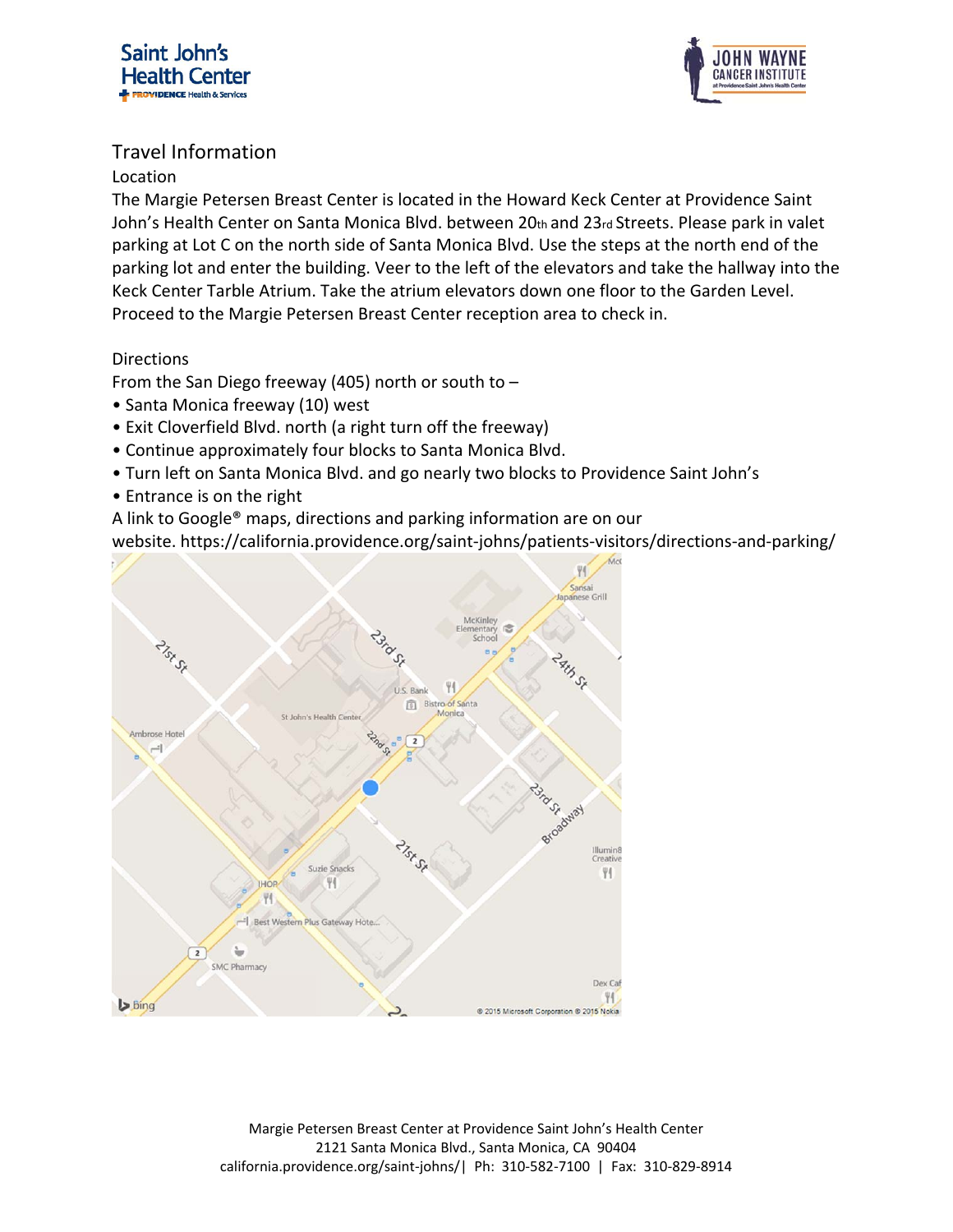## Travel Information

### Location

The Margie Petersen Breast Center is located in the Howard Keck Center at Providence Saint John's Health Center on Santa Monica Blvd. between 20th and 23rd Streets. Please park in valet parking at Lot C on the north side of Santa Monica Blvd. Use the steps at the north end of the parking lot and enter the building. Veer to the left of the elevators and take the hallway into the Keck Center Tarble Atrium. Take the atrium elevators down one floor to the Garden Level. Proceed to the Margie Petersen Breast Center reception area to check in.

### Directions

From the San Diego freeway (405) north or south to –

- Santa Monica freeway (10) west
- Exit Cloverfield Blvd. north (a right turn off the freeway)
- Continue approximately four blocks to Santa Monica Blvd.
- Turn left on Santa Monica Blvd. and go nearly two blocks to Providence Saint John's
- Entrance is on the right

A link to Google® maps, directions and parking information are on our website. https://california.providence.org/saint-johns/patients-visitors/directions-and-parking/

Margie Petersen Breast Center at Providence Saint John's Health Center
2121 Santa Monica Blvd., Santa Monica, CA 90404
california.providence.org/saint-johns/ | Ph: 310-582-7100 | Fax: 310-829-8914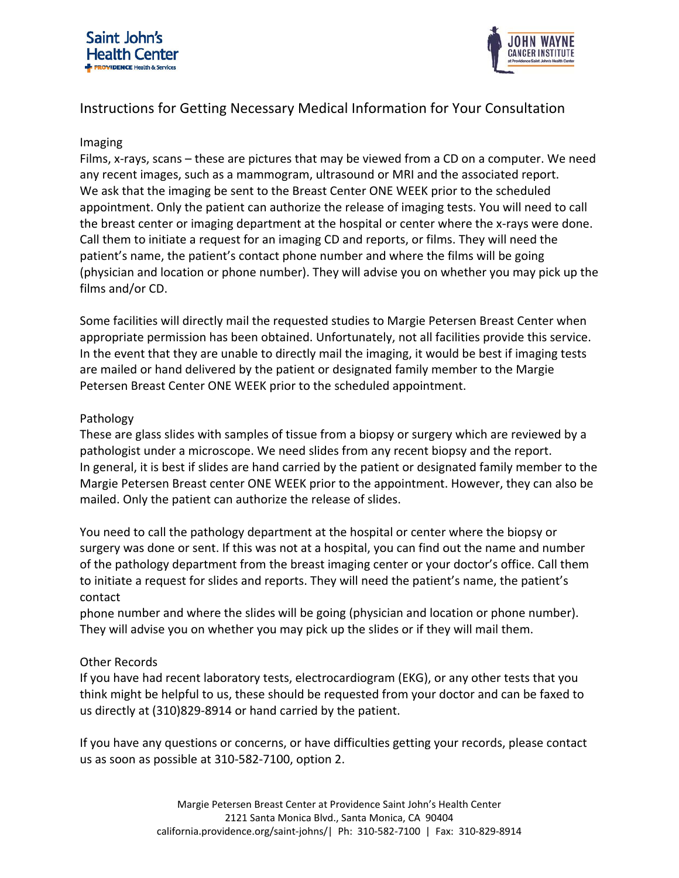Saint John's Health Center
PROVIDENCE Health & Services

JOHN WAYNE CANCER INSTITUTE at Providence Saint John's Health Center

# Instructions for Getting Necessary Medical Information for Your Consultation

## Imaging

Films, x-rays, scans – these are pictures that may be viewed from a CD on a computer. We need any recent images, such as a mammogram, ultrasound or MRI and the associated report. We ask that the imaging be sent to the Breast Center ONE WEEK prior to the scheduled appointment. Only the patient can authorize the release of imaging tests. You will need to call the breast center or imaging department at the hospital or center where the x-rays were done. Call them to initiate a request for an imaging CD and reports, or films. They will need the patient's name, the patient's contact phone number and where the films will be going (physician and location or phone number). They will advise you on whether you may pick up the films and/or CD.

Some facilities will directly mail the requested studies to Margie Petersen Breast Center when appropriate permission has been obtained. Unfortunately, not all facilities provide this service. In the event that they are unable to directly mail the imaging, it would be best if imaging tests are mailed or hand delivered by the patient or designated family member to the Margie Petersen Breast Center ONE WEEK prior to the scheduled appointment.

## Pathology

These are glass slides with samples of tissue from a biopsy or surgery which are reviewed by a pathologist under a microscope. We need slides from any recent biopsy and the report. In general, it is best if slides are hand carried by the patient or designated family member to the Margie Petersen Breast center ONE WEEK prior to the appointment. However, they can also be mailed. Only the patient can authorize the release of slides.

You need to call the pathology department at the hospital or center where the biopsy or surgery was done or sent. If this was not at a hospital, you can find out the name and number of the pathology department from the breast imaging center or your doctor's office. Call them to initiate a request for slides and reports. They will need the patient's name, the patient's contact phone number and where the slides will be going (physician and location or phone number). They will advise you on whether you may pick up the slides or if they will mail them.

## Other Records

If you have had recent laboratory tests, electrocardiogram (EKG), or any other tests that you think might be helpful to us, these should be requested from your doctor and can be faxed to us directly at (310)829-8914 or hand carried by the patient.

If you have any questions or concerns, or have difficulties getting your records, please contact us as soon as possible at 310-582-7100, option 2.

Margie Petersen Breast Center at Providence Saint John's Health Center
2121 Santa Monica Blvd., Santa Monica, CA 90404
california.providence.org/saint-johns/| Ph: 310-582-7100 | Fax: 310-829-8914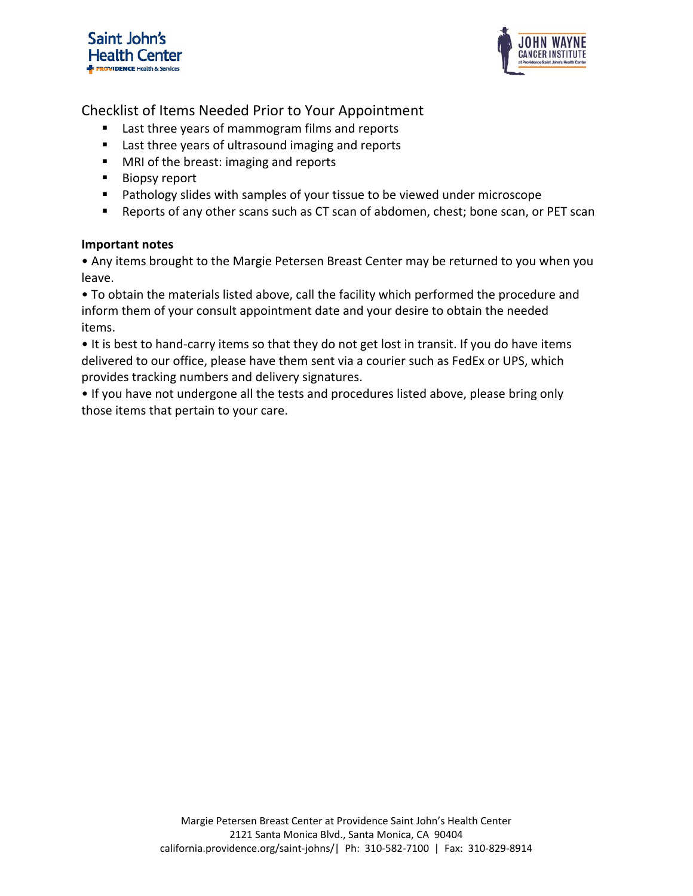## Checklist of Items Needed Prior to Your Appointment

- Last three years of mammogram films and reports
- Last three years of ultrasound imaging and reports
- MRI of the breast: imaging and reports
- Biopsy report
- Pathology slides with samples of your tissue to be viewed under microscope
- Reports of any other scans such as CT scan of abdomen, chest; bone scan, or PET scan

**Important notes**

• Any items brought to the Margie Petersen Breast Center may be returned to you when you leave.

• To obtain the materials listed above, call the facility which performed the procedure and inform them of your consult appointment date and your desire to obtain the needed items.

• It is best to hand-carry items so that they do not get lost in transit. If you do have items delivered to our office, please have them sent via a courier such as FedEx or UPS, which provides tracking numbers and delivery signatures.

• If you have not undergone all the tests and procedures listed above, please bring only those items that pertain to your care.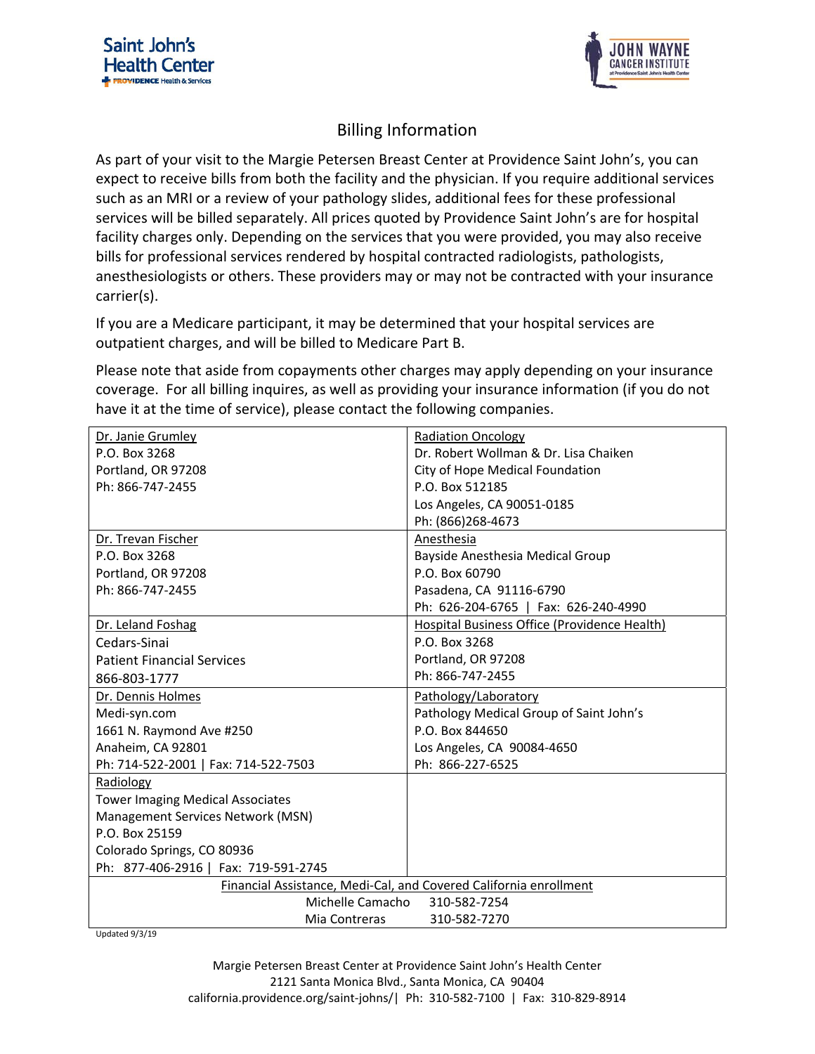# Billing Information

As part of your visit to the Margie Petersen Breast Center at Providence Saint John's, you can expect to receive bills from both the facility and the physician. If you require additional services such as an MRI or a review of your pathology slides, additional fees for these professional services will be billed separately. All prices quoted by Providence Saint John's are for hospital facility charges only. Depending on the services that you were provided, you may also receive bills for professional services rendered by hospital contracted radiologists, pathologists, anesthesiologists or others. These providers may or may not be contracted with your insurance carrier(s).

If you are a Medicare participant, it may be determined that your hospital services are outpatient charges, and will be billed to Medicare Part B.

Please note that aside from copayments other charges may apply depending on your insurance coverage. For all billing inquires, as well as providing your insurance information (if you do not have it at the time of service), please contact the following companies.

| | |
|---|---|
| Dr. Janie Grumley<br>P.O. Box 3268<br>Portland, OR 97208<br>Ph: 866-747-2455 | Radiation Oncology<br>Dr. Robert Wollman & Dr. Lisa Chaiken<br>City of Hope Medical Foundation<br>P.O. Box 512185<br>Los Angeles, CA 90051-0185<br>Ph: (866)268-4673 |
| Dr. Trevan Fischer<br>P.O. Box 3268<br>Portland, OR 97208<br>Ph: 866-747-2455 | Anesthesia<br>Bayside Anesthesia Medical Group<br>P.O. Box 60790<br>Pasadena, CA 91116-6790<br>Ph: 626-204-6765 \| Fax: 626-240-4990 |
| Dr. Leland Foshag<br>Cedars-Sinai<br>Patient Financial Services<br>866-803-1777 | Hospital Business Office (Providence Health)<br>P.O. Box 3268<br>Portland, OR 97208<br>Ph: 866-747-2455 |
| Dr. Dennis Holmes<br>Medi-syn.com<br>1661 N. Raymond Ave #250<br>Anaheim, CA 92801<br>Ph: 714-522-2001 \| Fax: 714-522-7503 | Pathology/Laboratory<br>Pathology Medical Group of Saint John's<br>P.O. Box 844650<br>Los Angeles, CA 90084-4650<br>Ph: 866-227-6525 |
| Radiology<br>Tower Imaging Medical Associates<br>Management Services Network (MSN)<br>P.O. Box 25159<br>Colorado Springs, CO 80936<br>Ph: 877-406-2916 \| Fax: 719-591-2745 | |
| Financial Assistance, Medi-Cal, and Covered California enrollment<br>Michelle Camacho 310-582-7254<br>Mia Contreras 310-582-7270 | |

Updated 9/3/19

Margie Petersen Breast Center at Providence Saint John's Health Center
2121 Santa Monica Blvd., Santa Monica, CA 90404
california.providence.org/saint-johns/| Ph: 310-582-7100 | Fax: 310-829-8914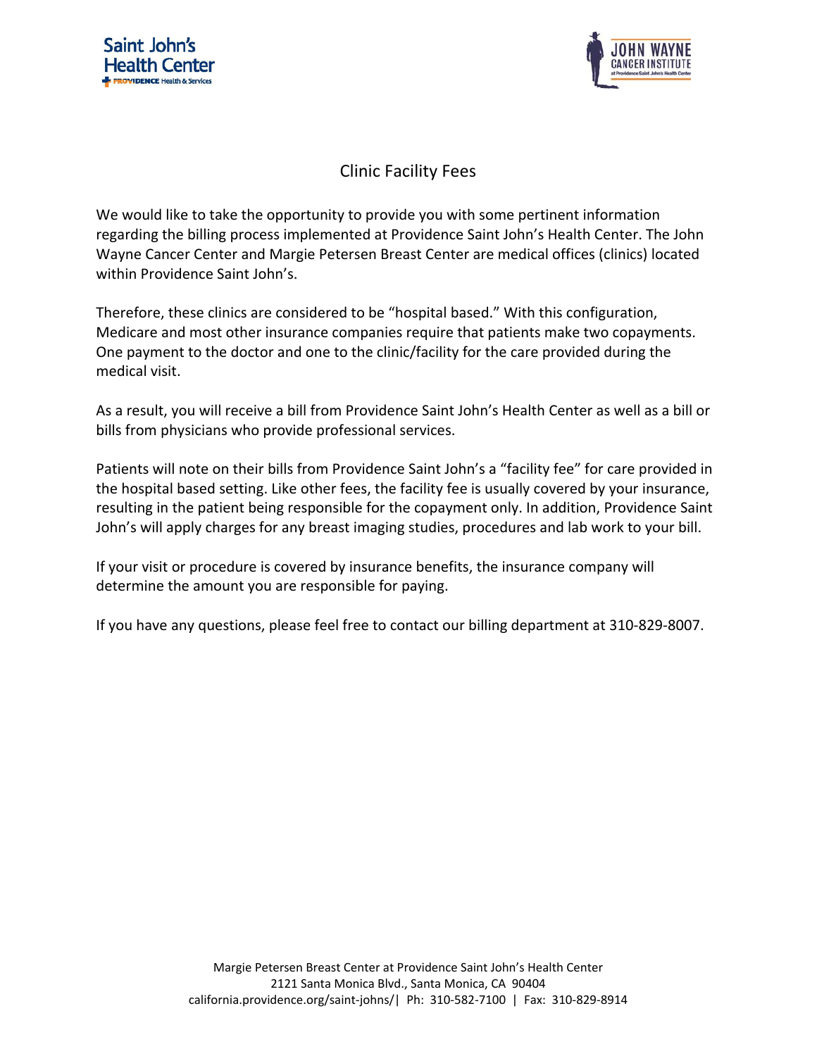Saint John's Health Center
PROVIDENCE Health & Services

JOHN WAYNE CANCER INSTITUTE
at Providence Saint John's Health Center

# Clinic Facility Fees

We would like to take the opportunity to provide you with some pertinent information regarding the billing process implemented at Providence Saint John's Health Center. The John Wayne Cancer Center and Margie Petersen Breast Center are medical offices (clinics) located within Providence Saint John's.

Therefore, these clinics are considered to be "hospital based." With this configuration, Medicare and most other insurance companies require that patients make two copayments. One payment to the doctor and one to the clinic/facility for the care provided during the medical visit.

As a result, you will receive a bill from Providence Saint John's Health Center as well as a bill or bills from physicians who provide professional services.

Patients will note on their bills from Providence Saint John's a "facility fee" for care provided in the hospital based setting. Like other fees, the facility fee is usually covered by your insurance, resulting in the patient being responsible for the copayment only. In addition, Providence Saint John's will apply charges for any breast imaging studies, procedures and lab work to your bill.

If your visit or procedure is covered by insurance benefits, the insurance company will determine the amount you are responsible for paying.

If you have any questions, please feel free to contact our billing department at 310-829-8007.

Margie Petersen Breast Center at Providence Saint John's Health Center
2121 Santa Monica Blvd., Santa Monica, CA 90404
california.providence.org/saint-johns/| Ph: 310-582-7100 | Fax: 310-829-8914